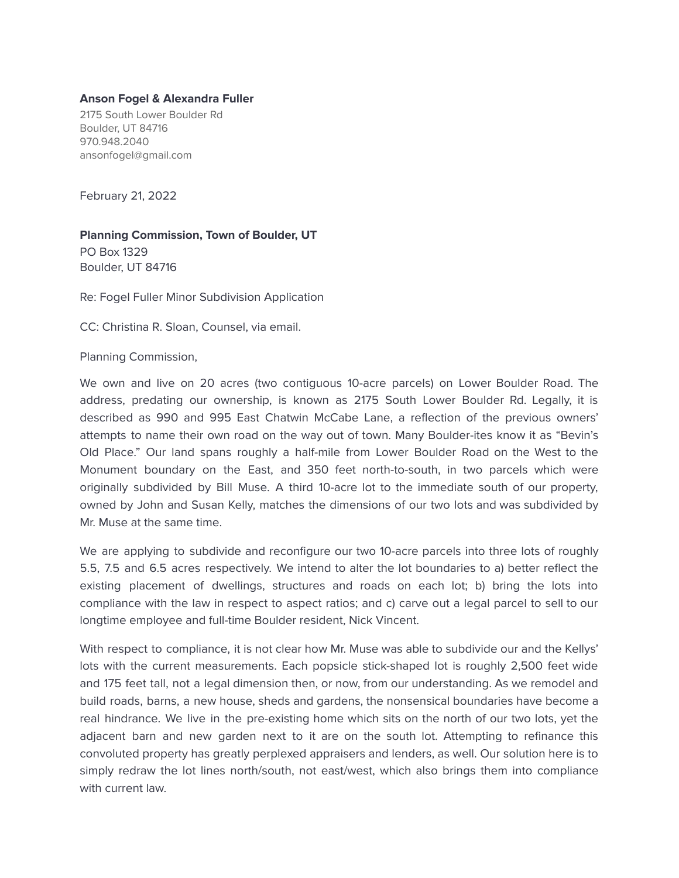**Anson Fogel & Alexandra Fuller**
2175 South Lower Boulder Rd
Boulder, UT 84716
970.948.2040
ansonfogel@gmail.com

February 21, 2022

**Planning Commission, Town of Boulder, UT**
PO Box 1329
Boulder, UT 84716

Re: Fogel Fuller Minor Subdivision Application

CC: Christina R. Sloan, Counsel, via email.

Planning Commission,

We own and live on 20 acres (two contiguous 10-acre parcels) on Lower Boulder Road. The address, predating our ownership, is known as 2175 South Lower Boulder Rd. Legally, it is described as 990 and 995 East Chatwin McCabe Lane, a reflection of the previous owners' attempts to name their own road on the way out of town. Many Boulder-ites know it as "Bevin's Old Place." Our land spans roughly a half-mile from Lower Boulder Road on the West to the Monument boundary on the East, and 350 feet north-to-south, in two parcels which were originally subdivided by Bill Muse. A third 10-acre lot to the immediate south of our property, owned by John and Susan Kelly, matches the dimensions of our two lots and was subdivided by Mr. Muse at the same time.

We are applying to subdivide and reconfigure our two 10-acre parcels into three lots of roughly 5.5, 7.5 and 6.5 acres respectively. We intend to alter the lot boundaries to a) better reflect the existing placement of dwellings, structures and roads on each lot; b) bring the lots into compliance with the law in respect to aspect ratios; and c) carve out a legal parcel to sell to our longtime employee and full-time Boulder resident, Nick Vincent.

With respect to compliance, it is not clear how Mr. Muse was able to subdivide our and the Kellys' lots with the current measurements. Each popsicle stick-shaped lot is roughly 2,500 feet wide and 175 feet tall, not a legal dimension then, or now, from our understanding. As we remodel and build roads, barns, a new house, sheds and gardens, the nonsensical boundaries have become a real hindrance. We live in the pre-existing home which sits on the north of our two lots, yet the adjacent barn and new garden next to it are on the south lot. Attempting to refinance this convoluted property has greatly perplexed appraisers and lenders, as well. Our solution here is to simply redraw the lot lines north/south, not east/west, which also brings them into compliance with current law.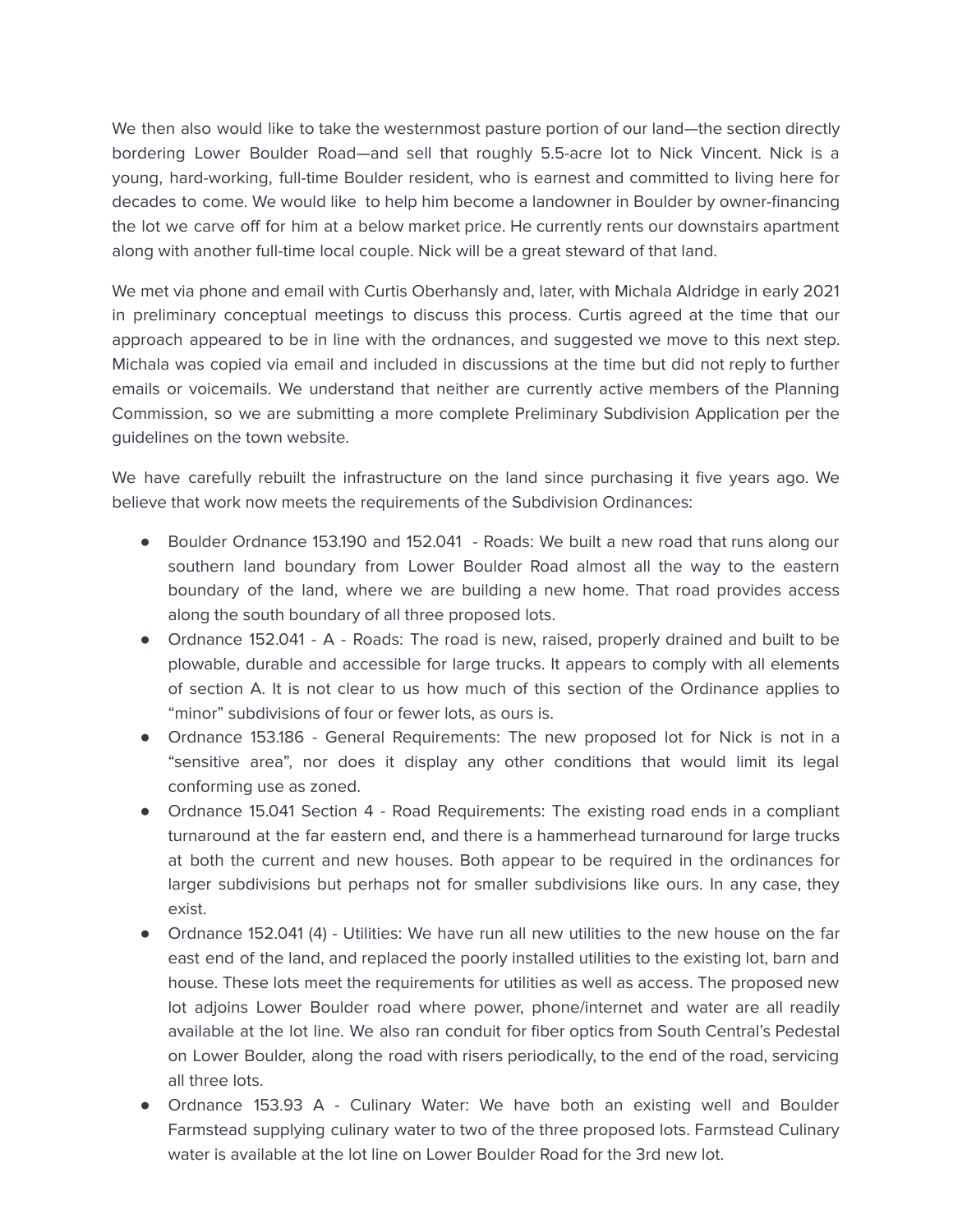We then also would like to take the westernmost pasture portion of our land—the section directly bordering Lower Boulder Road—and sell that roughly 5.5-acre lot to Nick Vincent. Nick is a young, hard-working, full-time Boulder resident, who is earnest and committed to living here for decades to come. We would like to help him become a landowner in Boulder by owner-financing the lot we carve off for him at a below market price. He currently rents our downstairs apartment along with another full-time local couple. Nick will be a great steward of that land.

We met via phone and email with Curtis Oberhansly and, later, with Michala Aldridge in early 2021 in preliminary conceptual meetings to discuss this process. Curtis agreed at the time that our approach appeared to be in line with the ordnances, and suggested we move to this next step. Michala was copied via email and included in discussions at the time but did not reply to further emails or voicemails. We understand that neither are currently active members of the Planning Commission, so we are submitting a more complete Preliminary Subdivision Application per the guidelines on the town website.

We have carefully rebuilt the infrastructure on the land since purchasing it five years ago. We believe that work now meets the requirements of the Subdivision Ordinances:

- Boulder Ordnance 153.190 and 152.041 - Roads: We built a new road that runs along our southern land boundary from Lower Boulder Road almost all the way to the eastern boundary of the land, where we are building a new home. That road provides access along the south boundary of all three proposed lots.
- Ordnance 152.041 - A - Roads: The road is new, raised, properly drained and built to be plowable, durable and accessible for large trucks. It appears to comply with all elements of section A. It is not clear to us how much of this section of the Ordinance applies to "minor" subdivisions of four or fewer lots, as ours is.
- Ordnance 153.186 - General Requirements: The new proposed lot for Nick is not in a "sensitive area", nor does it display any other conditions that would limit its legal conforming use as zoned.
- Ordnance 15.041 Section 4 - Road Requirements: The existing road ends in a compliant turnaround at the far eastern end, and there is a hammerhead turnaround for large trucks at both the current and new houses. Both appear to be required in the ordinances for larger subdivisions but perhaps not for smaller subdivisions like ours. In any case, they exist.
- Ordnance 152.041 (4) - Utilities: We have run all new utilities to the new house on the far east end of the land, and replaced the poorly installed utilities to the existing lot, barn and house. These lots meet the requirements for utilities as well as access. The proposed new lot adjoins Lower Boulder road where power, phone/internet and water are all readily available at the lot line. We also ran conduit for fiber optics from South Central's Pedestal on Lower Boulder, along the road with risers periodically, to the end of the road, servicing all three lots.
- Ordnance 153.93 A - Culinary Water: We have both an existing well and Boulder Farmstead supplying culinary water to two of the three proposed lots. Farmstead Culinary water is available at the lot line on Lower Boulder Road for the 3rd new lot.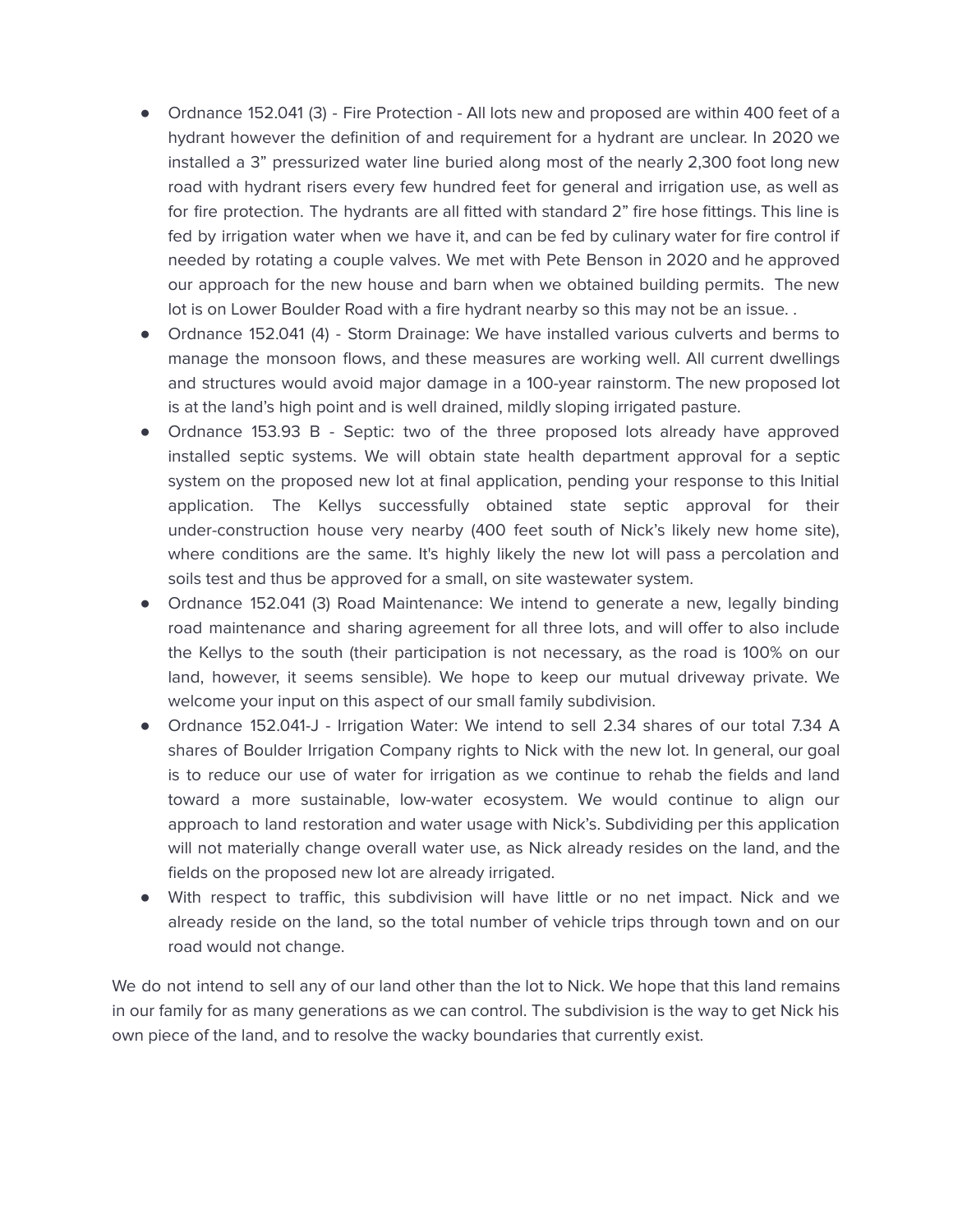- Ordnance 152.041 (3) - Fire Protection - All lots new and proposed are within 400 feet of a hydrant however the definition of and requirement for a hydrant are unclear. In 2020 we installed a 3" pressurized water line buried along most of the nearly 2,300 foot long new road with hydrant risers every few hundred feet for general and irrigation use, as well as for fire protection. The hydrants are all fitted with standard 2" fire hose fittings. This line is fed by irrigation water when we have it, and can be fed by culinary water for fire control if needed by rotating a couple valves. We met with Pete Benson in 2020 and he approved our approach for the new house and barn when we obtained building permits. The new lot is on Lower Boulder Road with a fire hydrant nearby so this may not be an issue. .
- Ordnance 152.041 (4) - Storm Drainage: We have installed various culverts and berms to manage the monsoon flows, and these measures are working well. All current dwellings and structures would avoid major damage in a 100-year rainstorm. The new proposed lot is at the land's high point and is well drained, mildly sloping irrigated pasture.
- Ordnance 153.93 B - Septic: two of the three proposed lots already have approved installed septic systems. We will obtain state health department approval for a septic system on the proposed new lot at final application, pending your response to this Initial application. The Kellys successfully obtained state septic approval for their under-construction house very nearby (400 feet south of Nick's likely new home site), where conditions are the same. It's highly likely the new lot will pass a percolation and soils test and thus be approved for a small, on site wastewater system.
- Ordnance 152.041 (3) Road Maintenance: We intend to generate a new, legally binding road maintenance and sharing agreement for all three lots, and will offer to also include the Kellys to the south (their participation is not necessary, as the road is 100% on our land, however, it seems sensible). We hope to keep our mutual driveway private. We welcome your input on this aspect of our small family subdivision.
- Ordnance 152.041-J - Irrigation Water: We intend to sell 2.34 shares of our total 7.34 A shares of Boulder Irrigation Company rights to Nick with the new lot. In general, our goal is to reduce our use of water for irrigation as we continue to rehab the fields and land toward a more sustainable, low-water ecosystem. We would continue to align our approach to land restoration and water usage with Nick's. Subdividing per this application will not materially change overall water use, as Nick already resides on the land, and the fields on the proposed new lot are already irrigated.
- With respect to traffic, this subdivision will have little or no net impact. Nick and we already reside on the land, so the total number of vehicle trips through town and on our road would not change.

We do not intend to sell any of our land other than the lot to Nick. We hope that this land remains in our family for as many generations as we can control. The subdivision is the way to get Nick his own piece of the land, and to resolve the wacky boundaries that currently exist.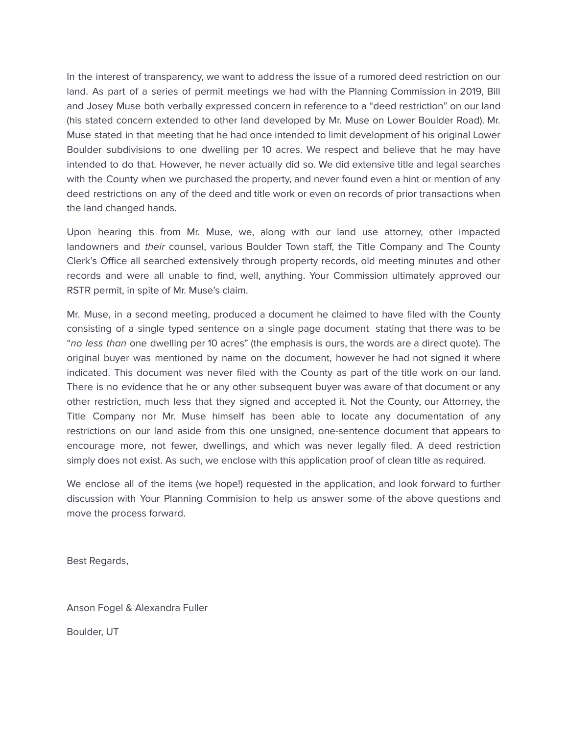In the interest of transparency, we want to address the issue of a rumored deed restriction on our land. As part of a series of permit meetings we had with the Planning Commission in 2019, Bill and Josey Muse both verbally expressed concern in reference to a "deed restriction" on our land (his stated concern extended to other land developed by Mr. Muse on Lower Boulder Road). Mr. Muse stated in that meeting that he had once intended to limit development of his original Lower Boulder subdivisions to one dwelling per 10 acres. We respect and believe that he may have intended to do that. However, he never actually did so. We did extensive title and legal searches with the County when we purchased the property, and never found even a hint or mention of any deed restrictions on any of the deed and title work or even on records of prior transactions when the land changed hands.

Upon hearing this from Mr. Muse, we, along with our land use attorney, other impacted landowners and *their* counsel, various Boulder Town staff, the Title Company and The County Clerk's Office all searched extensively through property records, old meeting minutes and other records and were all unable to find, well, anything. Your Commission ultimately approved our RSTR permit, in spite of Mr. Muse's claim.

Mr. Muse, in a second meeting, produced a document he claimed to have filed with the County consisting of a single typed sentence on a single page document stating that there was to be "*no less than* one dwelling per 10 acres" (the emphasis is ours, the words are a direct quote). The original buyer was mentioned by name on the document, however he had not signed it where indicated. This document was never filed with the County as part of the title work on our land. There is no evidence that he or any other subsequent buyer was aware of that document or any other restriction, much less that they signed and accepted it. Not the County, our Attorney, the Title Company nor Mr. Muse himself has been able to locate any documentation of any restrictions on our land aside from this one unsigned, one-sentence document that appears to encourage more, not fewer, dwellings, and which was never legally filed. A deed restriction simply does not exist. As such, we enclose with this application proof of clean title as required.

We enclose all of the items (we hope!) requested in the application, and look forward to further discussion with Your Planning Commision to help us answer some of the above questions and move the process forward.

Best Regards,

Anson Fogel & Alexandra Fuller

Boulder, UT